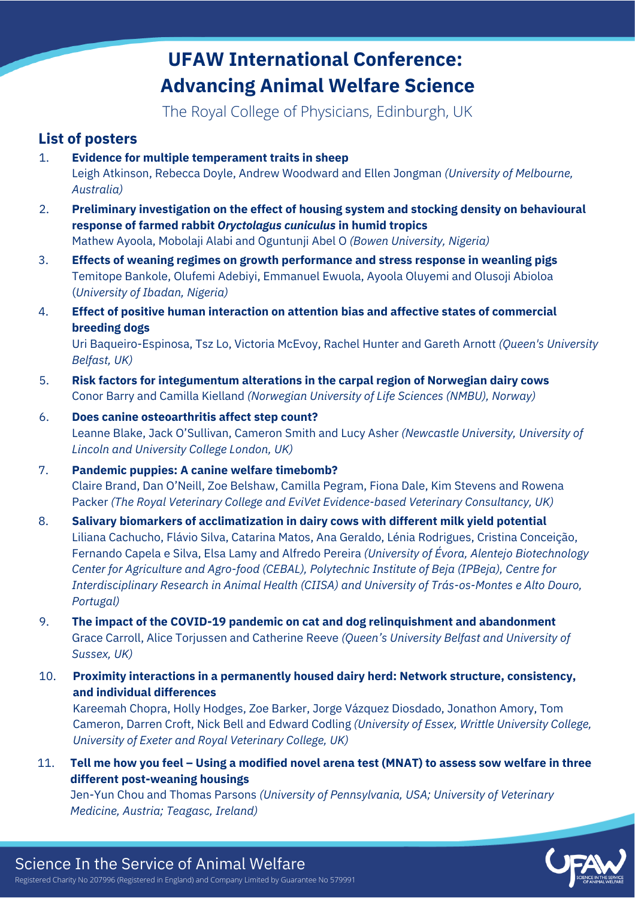# UFAW International Conference: Advancing Animal Welfare Science

The Royal College of Physicians, Edinburgh, UK

## List of posters

1. **Evidence for multiple temperament traits in sheep**
   Leigh Atkinson, Rebecca Doyle, Andrew Woodward and Ellen Jongman *(University of Melbourne, Australia)*

2. **Preliminary investigation on the effect of housing system and stocking density on behavioural response of farmed rabbit *Oryctolagus cuniculus* in humid tropics**
   Mathew Ayoola, Mobolaji Alabi and Oguntunji Abel O *(Bowen University, Nigeria)*

3. **Effects of weaning regimes on growth performance and stress response in weanling pigs**
   Temitope Bankole, Olufemi Adebiyi, Emmanuel Ewuola, Ayoola Oluyemi and Olusoji Abioloa (*University of Ibadan, Nigeria)*

4. **Effect of positive human interaction on attention bias and affective states of commercial breeding dogs**
   Uri Baqueiro-Espinosa, Tsz Lo, Victoria McEvoy, Rachel Hunter and Gareth Arnott *(Queen's University Belfast, UK)*

5. **Risk factors for integumentum alterations in the carpal region of Norwegian dairy cows**
   Conor Barry and Camilla Kielland *(Norwegian University of Life Sciences (NMBU), Norway)*

6. **Does canine osteoarthritis affect step count?**
   Leanne Blake, Jack O'Sullivan, Cameron Smith and Lucy Asher *(Newcastle University, University of Lincoln and University College London, UK)*

7. **Pandemic puppies: A canine welfare timebomb?**
   Claire Brand, Dan O'Neill, Zoe Belshaw, Camilla Pegram, Fiona Dale, Kim Stevens and Rowena Packer *(The Royal Veterinary College and EviVet Evidence-based Veterinary Consultancy, UK)*

8. **Salivary biomarkers of acclimatization in dairy cows with different milk yield potential**
   Liliana Cachucho, Flávio Silva, Catarina Matos, Ana Geraldo, Lénia Rodrigues, Cristina Conceição, Fernando Capela e Silva, Elsa Lamy and Alfredo Pereira *(University of Évora, Alentejo Biotechnology Center for Agriculture and Agro-food (CEBAL), Polytechnic Institute of Beja (IPBeja), Centre for Interdisciplinary Research in Animal Health (CIISA) and University of Trás-os-Montes e Alto Douro, Portugal)*

9. **The impact of the COVID-19 pandemic on cat and dog relinquishment and abandonment**
   Grace Carroll, Alice Torjussen and Catherine Reeve *(Queen's University Belfast and University of Sussex, UK)*

10. **Proximity interactions in a permanently housed dairy herd: Network structure, consistency, and individual differences**
    Kareemah Chopra, Holly Hodges, Zoe Barker, Jorge Vázquez Diosdado, Jonathon Amory, Tom Cameron, Darren Croft, Nick Bell and Edward Codling *(University of Essex, Writtle University College, University of Exeter and Royal Veterinary College, UK)*

11. **Tell me how you feel – Using a modified novel arena test (MNAT) to assess sow welfare in three different post-weaning housings**
    Jen-Yun Chou and Thomas Parsons *(University of Pennsylvania, USA; University of Veterinary Medicine, Austria; Teagasc, Ireland)*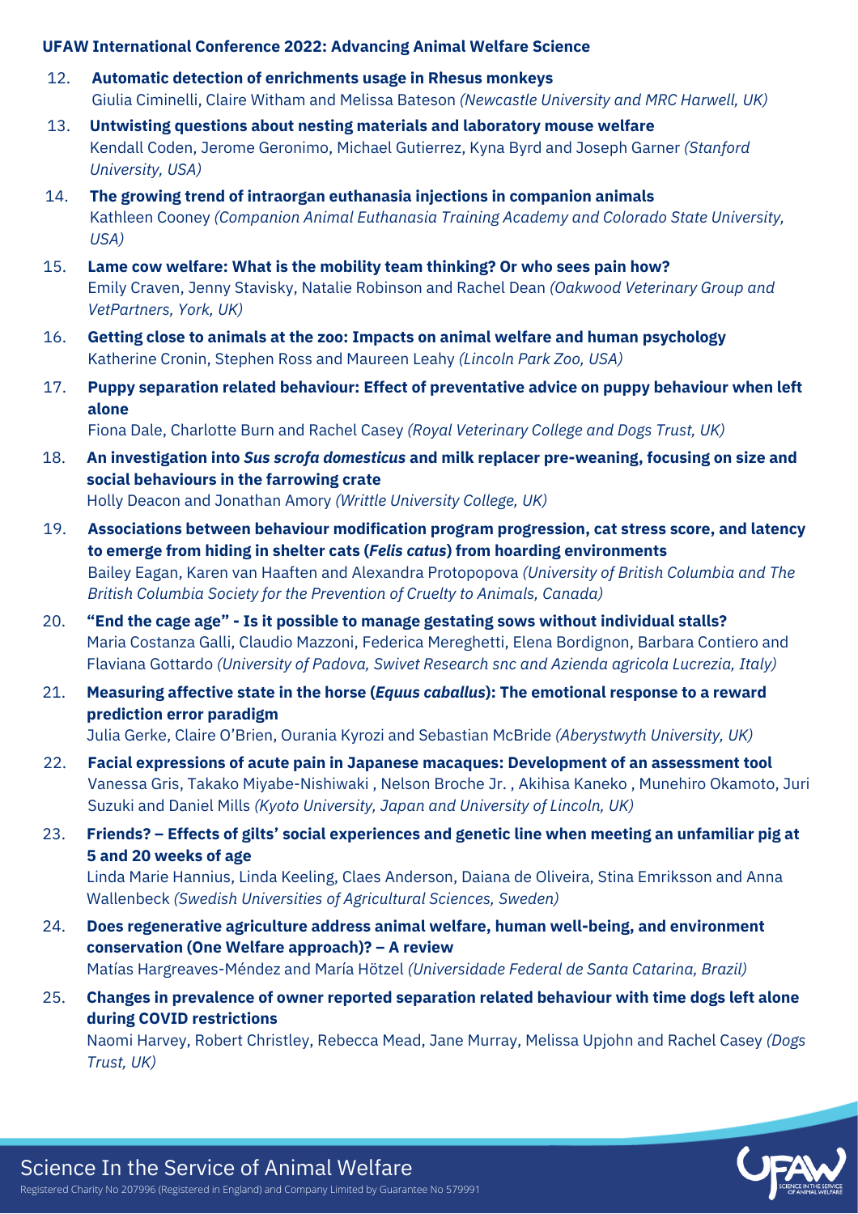**UFAW International Conference 2022: Advancing Animal Welfare Science**

12. **Automatic detection of enrichments usage in Rhesus monkeys**
    Giulia Ciminelli, Claire Witham and Melissa Bateson *(Newcastle University and MRC Harwell, UK)*

13. **Untwisting questions about nesting materials and laboratory mouse welfare**
    Kendall Coden, Jerome Geronimo, Michael Gutierrez, Kyna Byrd and Joseph Garner *(Stanford University, USA)*

14. **The growing trend of intraorgan euthanasia injections in companion animals**
    Kathleen Cooney *(Companion Animal Euthanasia Training Academy and Colorado State University, USA)*

15. **Lame cow welfare: What is the mobility team thinking? Or who sees pain how?**
    Emily Craven, Jenny Stavisky, Natalie Robinson and Rachel Dean *(Oakwood Veterinary Group and VetPartners, York, UK)*

16. **Getting close to animals at the zoo: Impacts on animal welfare and human psychology**
    Katherine Cronin, Stephen Ross and Maureen Leahy *(Lincoln Park Zoo, USA)*

17. **Puppy separation related behaviour: Effect of preventative advice on puppy behaviour when left alone**
    Fiona Dale, Charlotte Burn and Rachel Casey *(Royal Veterinary College and Dogs Trust, UK)*

18. **An investigation into *Sus scrofa domesticus* and milk replacer pre-weaning, focusing on size and social behaviours in the farrowing crate**
    Holly Deacon and Jonathan Amory *(Writtle University College, UK)*

19. **Associations between behaviour modification program progression, cat stress score, and latency to emerge from hiding in shelter cats (*Felis catus*) from hoarding environments**
    Bailey Eagan, Karen van Haaften and Alexandra Protopopova *(University of British Columbia and The British Columbia Society for the Prevention of Cruelty to Animals, Canada)*

20. **"End the cage age" - Is it possible to manage gestating sows without individual stalls?**
    Maria Costanza Galli, Claudio Mazzoni, Federica Mereghetti, Elena Bordignon, Barbara Contiero and Flaviana Gottardo *(University of Padova, Swivet Research snc and Azienda agricola Lucrezia, Italy)*

21. **Measuring affective state in the horse (*Equus caballus*): The emotional response to a reward prediction error paradigm**
    Julia Gerke, Claire O'Brien, Ourania Kyrozi and Sebastian McBride *(Aberystwyth University, UK)*

22. **Facial expressions of acute pain in Japanese macaques: Development of an assessment tool**
    Vanessa Gris, Takako Miyabe-Nishiwaki , Nelson Broche Jr. , Akihisa Kaneko , Munehiro Okamoto, Juri Suzuki and Daniel Mills *(Kyoto University, Japan and University of Lincoln, UK)*

23. **Friends? – Effects of gilts' social experiences and genetic line when meeting an unfamiliar pig at 5 and 20 weeks of age**
    Linda Marie Hannius, Linda Keeling, Claes Anderson, Daiana de Oliveira, Stina Emriksson and Anna Wallenbeck *(Swedish Universities of Agricultural Sciences, Sweden)*

24. **Does regenerative agriculture address animal welfare, human well-being, and environment conservation (One Welfare approach)? – A review**
    Matías Hargreaves-Méndez and María Hötzel *(Universidade Federal de Santa Catarina, Brazil)*

25. **Changes in prevalence of owner reported separation related behaviour with time dogs left alone during COVID restrictions**
    Naomi Harvey, Robert Christley, Rebecca Mead, Jane Murray, Melissa Upjohn and Rachel Casey *(Dogs Trust, UK)*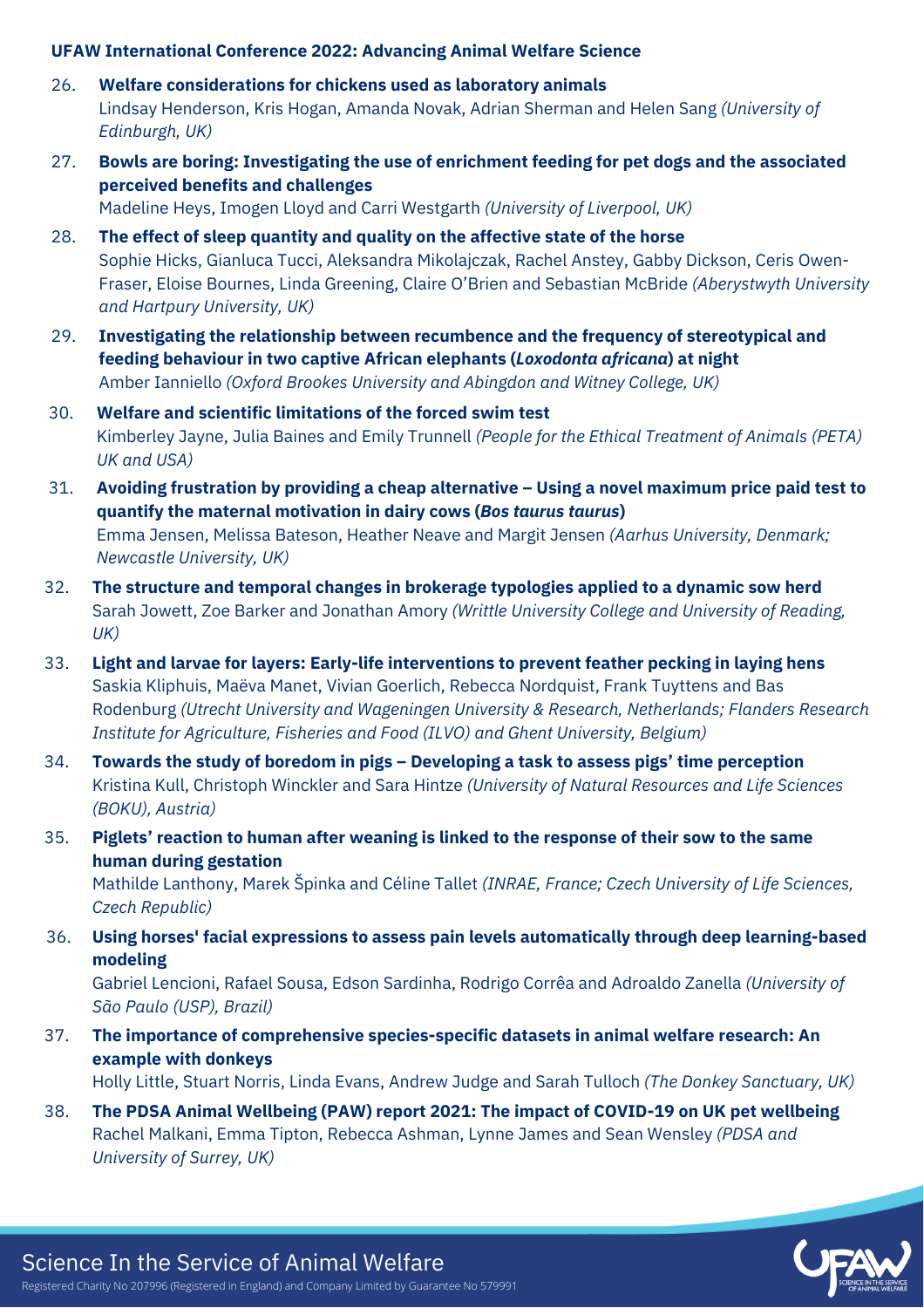**UFAW International Conference 2022: Advancing Animal Welfare Science**

26. **Welfare considerations for chickens used as laboratory animals**
Lindsay Henderson, Kris Hogan, Amanda Novak, Adrian Sherman and Helen Sang *(University of Edinburgh, UK)*

27. **Bowls are boring: Investigating the use of enrichment feeding for pet dogs and the associated perceived benefits and challenges**
Madeline Heys, Imogen Lloyd and Carri Westgarth *(University of Liverpool, UK)*

28. **The effect of sleep quantity and quality on the affective state of the horse**
Sophie Hicks, Gianluca Tucci, Aleksandra Mikolajczak, Rachel Anstey, Gabby Dickson, Ceris Owen-Fraser, Eloise Bournes, Linda Greening, Claire O'Brien and Sebastian McBride *(Aberystwyth University and Hartpury University, UK)*

29. **Investigating the relationship between recumbence and the frequency of stereotypical and feeding behaviour in two captive African elephants (*Loxodonta africana*) at night**
Amber Ianniello *(Oxford Brookes University and Abingdon and Witney College, UK)*

30. **Welfare and scientific limitations of the forced swim test**
Kimberley Jayne, Julia Baines and Emily Trunnell *(People for the Ethical Treatment of Animals (PETA) UK and USA)*

31. **Avoiding frustration by providing a cheap alternative – Using a novel maximum price paid test to quantify the maternal motivation in dairy cows (*Bos taurus taurus*)**
Emma Jensen, Melissa Bateson, Heather Neave and Margit Jensen *(Aarhus University, Denmark; Newcastle University, UK)*

32. **The structure and temporal changes in brokerage typologies applied to a dynamic sow herd**
Sarah Jowett, Zoe Barker and Jonathan Amory *(Writtle University College and University of Reading, UK)*

33. **Light and larvae for layers: Early-life interventions to prevent feather pecking in laying hens**
Saskia Kliphuis, Maëva Manet, Vivian Goerlich, Rebecca Nordquist, Frank Tuyttens and Bas Rodenburg *(Utrecht University and Wageningen University & Research, Netherlands; Flanders Research Institute for Agriculture, Fisheries and Food (ILVO) and Ghent University, Belgium)*

34. **Towards the study of boredom in pigs – Developing a task to assess pigs' time perception**
Kristina Kull, Christoph Winckler and Sara Hintze *(University of Natural Resources and Life Sciences (BOKU), Austria)*

35. **Piglets' reaction to human after weaning is linked to the response of their sow to the same human during gestation**
Mathilde Lanthony, Marek Špinka and Céline Tallet *(INRAE, France; Czech University of Life Sciences, Czech Republic)*

36. **Using horses' facial expressions to assess pain levels automatically through deep learning-based modeling**
Gabriel Lencioni, Rafael Sousa, Edson Sardinha, Rodrigo Corrêa and Adroaldo Zanella *(University of São Paulo (USP), Brazil)*

37. **The importance of comprehensive species-specific datasets in animal welfare research: An example with donkeys**
Holly Little, Stuart Norris, Linda Evans, Andrew Judge and Sarah Tulloch *(The Donkey Sanctuary, UK)*

38. **The PDSA Animal Wellbeing (PAW) report 2021: The impact of COVID-19 on UK pet wellbeing**
Rachel Malkani, Emma Tipton, Rebecca Ashman, Lynne James and Sean Wensley *(PDSA and University of Surrey, UK)*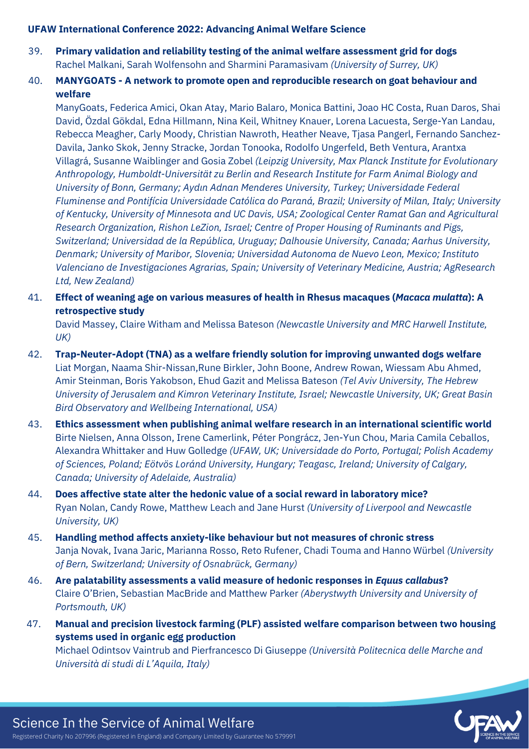39. **Primary validation and reliability testing of the animal welfare assessment grid for dogs**
    Rachel Malkani, Sarah Wolfensohn and Sharmini Paramasivam *(University of Surrey, UK)*

40. **MANYGOATS - A network to promote open and reproducible research on goat behaviour and welfare**
    ManyGoats, Federica Amici, Okan Atay, Mario Balaro, Monica Battini, Joao HC Costa, Ruan Daros, Shai David, Özdal Gökdal, Edna Hillmann, Nina Keil, Whitney Knauer, Lorena Lacuesta, Serge-Yan Landau, Rebecca Meagher, Carly Moody, Christian Nawroth, Heather Neave, Tjasa Pangerl, Fernando Sanchez-Davila, Janko Skok, Jenny Stracke, Jordan Tonooka, Rodolfo Ungerfeld, Beth Ventura, Arantxa Villagrá, Susanne Waiblinger and Gosia Zobel *(Leipzig University, Max Planck Institute for Evolutionary Anthropology, Humboldt-Universität zu Berlin and Research Institute for Farm Animal Biology and University of Bonn, Germany; Aydın Adnan Menderes University, Turkey; Universidade Federal Fluminense and Pontifícia Universidade Católica do Paraná, Brazil; University of Milan, Italy; University of Kentucky, University of Minnesota and UC Davis, USA; Zoological Center Ramat Gan and Agricultural Research Organization, Rishon LeZion, Israel; Centre of Proper Housing of Ruminants and Pigs, Switzerland; Universidad de la República, Uruguay; Dalhousie University, Canada; Aarhus University, Denmark; University of Maribor, Slovenia; Universidad Autonoma de Nuevo Leon, Mexico; Instituto Valenciano de Investigaciones Agrarias, Spain; University of Veterinary Medicine, Austria; AgResearch Ltd, New Zealand)*

41. **Effect of weaning age on various measures of health in Rhesus macaques (*Macaca mulatta*): A retrospective study**
    David Massey, Claire Witham and Melissa Bateson *(Newcastle University and MRC Harwell Institute, UK)*

42. **Trap-Neuter-Adopt (TNA) as a welfare friendly solution for improving unwanted dogs welfare**
    Liat Morgan, Naama Shir-Nissan,Rune Birkler, John Boone, Andrew Rowan, Wiessam Abu Ahmed, Amir Steinman, Boris Yakobson, Ehud Gazit and Melissa Bateson *(Tel Aviv University, The Hebrew University of Jerusalem and Kimron Veterinary Institute, Israel; Newcastle University, UK; Great Basin Bird Observatory and Wellbeing International, USA)*

43. **Ethics assessment when publishing animal welfare research in an international scientific world**
    Birte Nielsen, Anna Olsson, Irene Camerlink, Péter Pongrácz, Jen-Yun Chou, Maria Camila Ceballos, Alexandra Whittaker and Huw Golledge *(UFAW, UK; Universidade do Porto, Portugal; Polish Academy of Sciences, Poland; Eötvös Loránd University, Hungary; Teagasc, Ireland; University of Calgary, Canada; University of Adelaide, Australia)*

44. **Does affective state alter the hedonic value of a social reward in laboratory mice?**
    Ryan Nolan, Candy Rowe, Matthew Leach and Jane Hurst *(University of Liverpool and Newcastle University, UK)*

45. **Handling method affects anxiety-like behaviour but not measures of chronic stress**
    Janja Novak, Ivana Jaric, Marianna Rosso, Reto Rufener, Chadi Touma and Hanno Würbel *(University of Bern, Switzerland; University of Osnabrück, Germany)*

46. **Are palatability assessments a valid measure of hedonic responses in *Equus callabus*?**
    Claire O'Brien, Sebastian MacBride and Matthew Parker *(Aberystwyth University and University of Portsmouth, UK)*

47. **Manual and precision livestock farming (PLF) assisted welfare comparison between two housing systems used in organic egg production**
    Michael Odintsov Vaintrub and Pierfrancesco Di Giuseppe *(Università Politecnica delle Marche and Università di studi di L'Aquila, Italy)*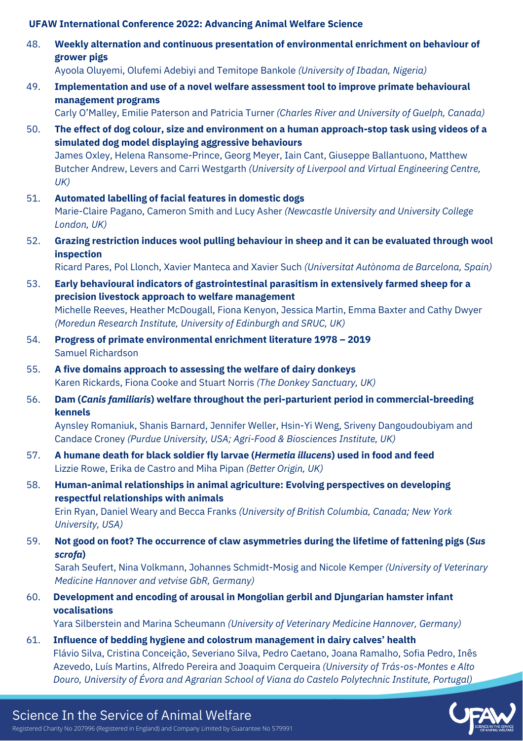48. **Weekly alternation and continuous presentation of environmental enrichment on behaviour of grower pigs**
    Ayoola Oluyemi, Olufemi Adebiyi and Temitope Bankole *(University of Ibadan, Nigeria)*

49. **Implementation and use of a novel welfare assessment tool to improve primate behavioural management programs**
    Carly O'Malley, Emilie Paterson and Patricia Turner *(Charles River and University of Guelph, Canada)*

50. **The effect of dog colour, size and environment on a human approach-stop task using videos of a simulated dog model displaying aggressive behaviours**
    James Oxley, Helena Ransome-Prince, Georg Meyer, Iain Cant, Giuseppe Ballantuono, Matthew Butcher Andrew, Levers and Carri Westgarth *(University of Liverpool and Virtual Engineering Centre, UK)*

51. **Automated labelling of facial features in domestic dogs**
    Marie-Claire Pagano, Cameron Smith and Lucy Asher *(Newcastle University and University College London, UK)*

52. **Grazing restriction induces wool pulling behaviour in sheep and it can be evaluated through wool inspection**
    Ricard Pares, Pol Llonch, Xavier Manteca and Xavier Such *(Universitat Autònoma de Barcelona, Spain)*

53. **Early behavioural indicators of gastrointestinal parasitism in extensively farmed sheep for a precision livestock approach to welfare management**
    Michelle Reeves, Heather McDougall, Fiona Kenyon, Jessica Martin, Emma Baxter and Cathy Dwyer *(Moredun Research Institute, University of Edinburgh and SRUC, UK)*

54. **Progress of primate environmental enrichment literature 1978 – 2019**
    Samuel Richardson

55. **A five domains approach to assessing the welfare of dairy donkeys**
    Karen Rickards, Fiona Cooke and Stuart Norris *(The Donkey Sanctuary, UK)*

56. **Dam (*Canis familiaris*) welfare throughout the peri-parturient period in commercial-breeding kennels**
    Aynsley Romaniuk, Shanis Barnard, Jennifer Weller, Hsin-Yi Weng, Sriveny Dangoudoubiyam and Candace Croney *(Purdue University, USA; Agri-Food & Biosciences Institute, UK)*

57. **A humane death for black soldier fly larvae (*Hermetia illucens*) used in food and feed**
    Lizzie Rowe, Erika de Castro and Miha Pipan *(Better Origin, UK)*

58. **Human-animal relationships in animal agriculture: Evolving perspectives on developing respectful relationships with animals**
    Erin Ryan, Daniel Weary and Becca Franks *(University of British Columbia, Canada; New York University, USA)*

59. **Not good on foot? The occurrence of claw asymmetries during the lifetime of fattening pigs (*Sus scrofa*)**
    Sarah Seufert, Nina Volkmann, Johannes Schmidt-Mosig and Nicole Kemper *(University of Veterinary Medicine Hannover and vetvise GbR, Germany)*

60. **Development and encoding of arousal in Mongolian gerbil and Djungarian hamster infant vocalisations**
    Yara Silberstein and Marina Scheumann *(University of Veterinary Medicine Hannover, Germany)*

61. **Influence of bedding hygiene and colostrum management in dairy calves' health**
    Flávio Silva, Cristina Conceição, Severiano Silva, Pedro Caetano, Joana Ramalho, Sofia Pedro, Inês Azevedo, Luís Martins, Alfredo Pereira and Joaquim Cerqueira *(University of Trás-os-Montes e Alto Douro, University of Évora and Agrarian School of Viana do Castelo Polytechnic Institute, Portugal)*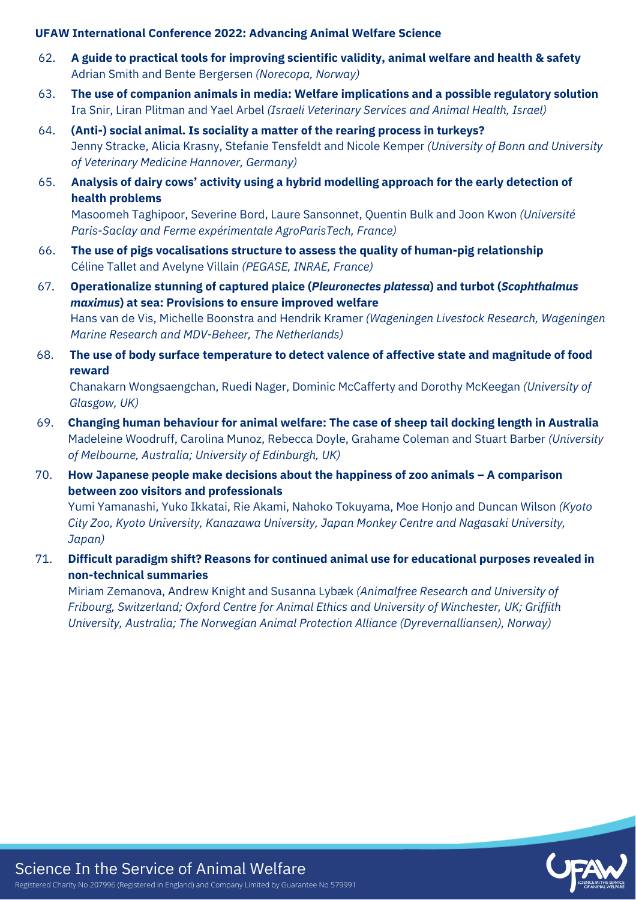**UFAW International Conference 2022: Advancing Animal Welfare Science**

62. **A guide to practical tools for improving scientific validity, animal welfare and health & safety**
    Adrian Smith and Bente Bergersen *(Norecopa, Norway)*

63. **The use of companion animals in media: Welfare implications and a possible regulatory solution**
    Ira Snir, Liran Plitman and Yael Arbel *(Israeli Veterinary Services and Animal Health, Israel)*

64. **(Anti-) social animal. Is sociality a matter of the rearing process in turkeys?**
    Jenny Stracke, Alicia Krasny, Stefanie Tensfeldt and Nicole Kemper *(University of Bonn and University of Veterinary Medicine Hannover, Germany)*

65. **Analysis of dairy cows' activity using a hybrid modelling approach for the early detection of health problems**
    Masoomeh Taghipoor, Severine Bord, Laure Sansonnet, Quentin Bulk and Joon Kwon *(Université Paris-Saclay and Ferme expérimentale AgroParisTech, France)*

66. **The use of pigs vocalisations structure to assess the quality of human-pig relationship**
    Céline Tallet and Avelyne Villain *(PEGASE, INRAE, France)*

67. **Operationalize stunning of captured plaice (*Pleuronectes platessa*) and turbot (*Scophthalmus maximus*) at sea: Provisions to ensure improved welfare**
    Hans van de Vis, Michelle Boonstra and Hendrik Kramer *(Wageningen Livestock Research, Wageningen Marine Research and MDV-Beheer, The Netherlands)*

68. **The use of body surface temperature to detect valence of affective state and magnitude of food reward**
    Chanakarn Wongsaengchan, Ruedi Nager, Dominic McCafferty and Dorothy McKeegan *(University of Glasgow, UK)*

69. **Changing human behaviour for animal welfare: The case of sheep tail docking length in Australia**
    Madeleine Woodruff, Carolina Munoz, Rebecca Doyle, Grahame Coleman and Stuart Barber *(University of Melbourne, Australia; University of Edinburgh, UK)*

70. **How Japanese people make decisions about the happiness of zoo animals – A comparison between zoo visitors and professionals**
    Yumi Yamanashi, Yuko Ikkatai, Rie Akami, Nahoko Tokuyama, Moe Honjo and Duncan Wilson *(Kyoto City Zoo, Kyoto University, Kanazawa University, Japan Monkey Centre and Nagasaki University, Japan)*

71. **Difficult paradigm shift? Reasons for continued animal use for educational purposes revealed in non-technical summaries**
    Miriam Zemanova, Andrew Knight and Susanna Lybæk *(Animalfree Research and University of Fribourg, Switzerland; Oxford Centre for Animal Ethics and University of Winchester, UK; Griffith University, Australia; The Norwegian Animal Protection Alliance (Dyrevernalliansen), Norway)*

Science In the Service of Animal Welfare

Registered Charity No 207996 (Registered in England) and Company Limited by Guarantee No 579991